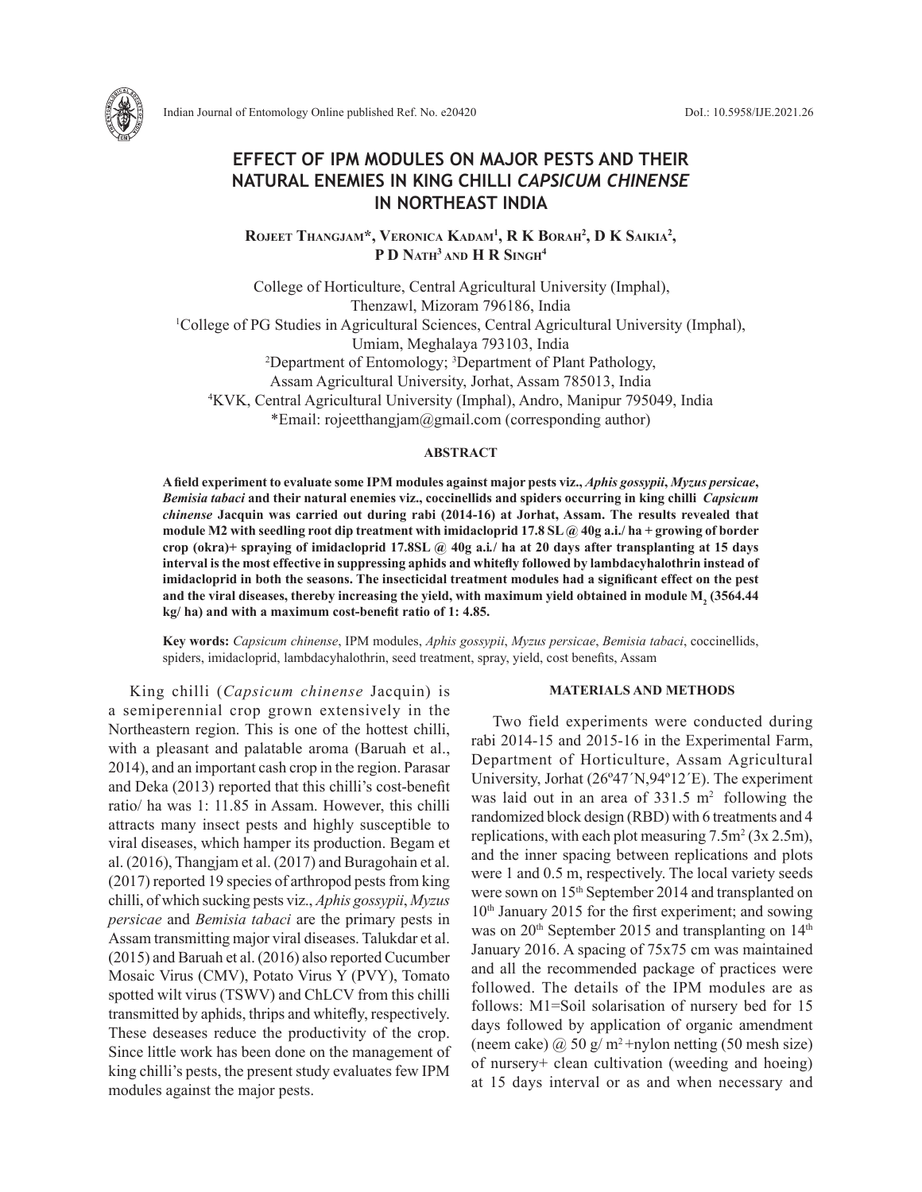# EFFECT OF IPM MODULES ON MAJOR PESTS AND THEIR NATURAL ENEMIES IN KING CHILLI *CAPSICUM CHINENSE* IN NORTHEAST INDIA

**Rojeet Thangjam*, Veronica Kadam[1], R K Borah[2], D K Saikia[2], P D Nath[3] and H R Singh[4]**

College of Horticulture, Central Agricultural University (Imphal), Thenzawl, Mizoram 796186, India
[1]College of PG Studies in Agricultural Sciences, Central Agricultural University (Imphal), Umiam, Meghalaya 793103, India
[2]Department of Entomology; [3]Department of Plant Pathology, Assam Agricultural University, Jorhat, Assam 785013, India
[4]KVK, Central Agricultural University (Imphal), Andro, Manipur 795049, India
*Email: rojeetthangjam@gmail.com (corresponding author)

## ABSTRACT

**A field experiment to evaluate some IPM modules against major pests viz., *Aphis gossypii*, *Myzus persicae*, *Bemisia tabaci* and their natural enemies viz., coccinellids and spiders occurring in king chilli *Capsicum chinense* Jacquin was carried out during rabi (2014-16) at Jorhat, Assam. The results revealed that module M2 with seedling root dip treatment with imidacloprid 17.8 SL @ 40g a.i./ ha + growing of border crop (okra)+ spraying of imidacloprid 17.8SL @ 40g a.i./ ha at 20 days after transplanting at 15 days interval is the most effective in suppressing aphids and whitefly followed by lambdacyhalothrin instead of imidacloprid in both the seasons. The insecticidal treatment modules had a significant effect on the pest and the viral diseases, thereby increasing the yield, with maximum yield obtained in module $M_2$ (3564.44 kg/ ha) and with a maximum cost-benefit ratio of 1: 4.85.**

**Key words:** *Capsicum chinense*, IPM modules, *Aphis gossypii*, *Myzus persicae*, *Bemisia tabaci*, coccinellids, spiders, imidacloprid, lambdacyhalothrin, seed treatment, spray, yield, cost benefits, Assam

King chilli (*Capsicum chinense* Jacquin) is a semiperennial crop grown extensively in the Northeastern region. This is one of the hottest chilli, with a pleasant and palatable aroma (Baruah et al., 2014), and an important cash crop in the region. Parasar and Deka (2013) reported that this chilli's cost-benefit ratio/ ha was 1: 11.85 in Assam. However, this chilli attracts many insect pests and highly susceptible to viral diseases, which hamper its production. Begam et al. (2016), Thangjam et al. (2017) and Buragohain et al. (2017) reported 19 species of arthropod pests from king chilli, of which sucking pests viz., *Aphis gossypii*, *Myzus persicae* and *Bemisia tabaci* are the primary pests in Assam transmitting major viral diseases. Talukdar et al. (2015) and Baruah et al. (2016) also reported Cucumber Mosaic Virus (CMV), Potato Virus Y (PVY), Tomato spotted wilt virus (TSWV) and ChLCV from this chilli transmitted by aphids, thrips and whitefly, respectively. These deseases reduce the productivity of the crop. Since little work has been done on the management of king chilli's pests, the present study evaluates few IPM modules against the major pests.

## MATERIALS AND METHODS

Two field experiments were conducted during rabi 2014-15 and 2015-16 in the Experimental Farm, Department of Horticulture, Assam Agricultural University, Jorhat (26º47´N,94º12´E). The experiment was laid out in an area of 331.5 m$^2$ following the randomized block design (RBD) with 6 treatments and 4 replications, with each plot measuring 7.5m$^2$ (3x 2.5m), and the inner spacing between replications and plots were 1 and 0.5 m, respectively. The local variety seeds were sown on 15$^{th}$ September 2014 and transplanted on 10$^{th}$ January 2015 for the first experiment; and sowing was on 20$^{th}$ September 2015 and transplanting on 14$^{th}$ January 2016. A spacing of 75x75 cm was maintained and all the recommended package of practices were followed. The details of the IPM modules are as follows: M1=Soil solarisation of nursery bed for 15 days followed by application of organic amendment (neem cake) @ 50 g/ m$^2$ +nylon netting (50 mesh size) of nursery+ clean cultivation (weeding and hoeing) at 15 days interval or as and when necessary and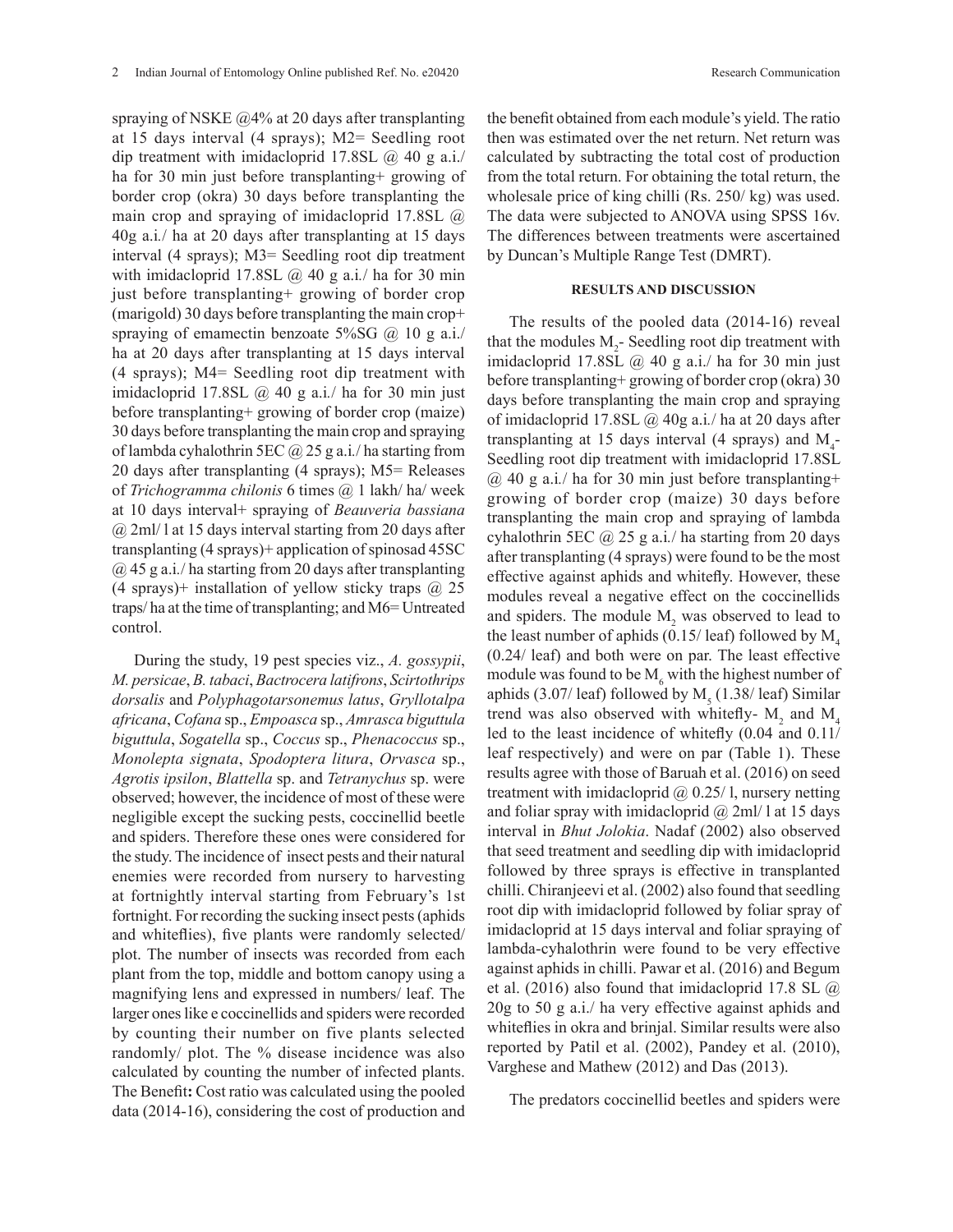spraying of NSKE @4% at 20 days after transplanting at 15 days interval (4 sprays); M2= Seedling root dip treatment with imidacloprid 17.8SL @ 40 g a.i./ ha for 30 min just before transplanting+ growing of border crop (okra) 30 days before transplanting the main crop and spraying of imidacloprid 17.8SL @ 40g a.i./ ha at 20 days after transplanting at 15 days interval (4 sprays); M3= Seedling root dip treatment with imidacloprid 17.8SL @ 40 g a.i./ ha for 30 min just before transplanting+ growing of border crop (marigold) 30 days before transplanting the main crop+ spraying of emamectin benzoate 5%SG @ 10 g a.i./ ha at 20 days after transplanting at 15 days interval (4 sprays); M4= Seedling root dip treatment with imidacloprid 17.8SL @ 40 g a.i./ ha for 30 min just before transplanting+ growing of border crop (maize) 30 days before transplanting the main crop and spraying of lambda cyhalothrin 5EC @ 25 g a.i./ ha starting from 20 days after transplanting (4 sprays); M5= Releases of *Trichogramma chilonis* 6 times @ 1 lakh/ ha/ week at 10 days interval+ spraying of *Beauveria bassiana* @ 2ml/ l at 15 days interval starting from 20 days after transplanting (4 sprays)+ application of spinosad 45SC @ 45 g a.i./ ha starting from 20 days after transplanting (4 sprays)+ installation of yellow sticky traps @ 25 traps/ ha at the time of transplanting; and M6= Untreated control.

During the study, 19 pest species viz., *A. gossypii*, *M. persicae*, *B. tabaci*, *Bactrocera latifrons*, *Scirtothrips dorsalis* and *Polyphagotarsonemus latus*, *Gryllotalpa africana*, *Cofana* sp., *Empoasca* sp., *Amrasca biguttula biguttula*, *Sogatella* sp., *Coccus* sp., *Phenacoccus* sp., *Monolepta signata*, *Spodoptera litura*, *Orvasca* sp., *Agrotis ipsilon*, *Blattella* sp. and *Tetranychus* sp. were observed; however, the incidence of most of these were negligible except the sucking pests, coccinellid beetle and spiders. Therefore these ones were considered for the study. The incidence of insect pests and their natural enemies were recorded from nursery to harvesting at fortnightly interval starting from February's 1st fortnight. For recording the sucking insect pests (aphids and whiteflies), five plants were randomly selected/ plot. The number of insects was recorded from each plant from the top, middle and bottom canopy using a magnifying lens and expressed in numbers/ leaf. The larger ones like e coccinellids and spiders were recorded by counting their number on five plants selected randomly/ plot. The % disease incidence was also calculated by counting the number of infected plants. The Benefit**:** Cost ratio was calculated using the pooled data (2014-16), considering the cost of production and the benefit obtained from each module's yield. The ratio then was estimated over the net return. Net return was calculated by subtracting the total cost of production from the total return. For obtaining the total return, the wholesale price of king chilli (Rs. 250/ kg) was used. The data were subjected to ANOVA using SPSS 16v. The differences between treatments were ascertained by Duncan's Multiple Range Test (DMRT).

## RESULTS AND DISCUSSION

The results of the pooled data (2014-16) reveal that the modules $M_2$- Seedling root dip treatment with imidacloprid 17.8SL @ 40 g a.i./ ha for 30 min just before transplanting+ growing of border crop (okra) 30 days before transplanting the main crop and spraying of imidacloprid 17.8SL @ 40g a.i./ ha at 20 days after transplanting at 15 days interval (4 sprays) and $M_4$- Seedling root dip treatment with imidacloprid 17.8SL @ 40 g a.i./ ha for 30 min just before transplanting+ growing of border crop (maize) 30 days before transplanting the main crop and spraying of lambda cyhalothrin 5EC @ 25 g a.i./ ha starting from 20 days after transplanting (4 sprays) were found to be the most effective against aphids and whitefly. However, these modules reveal a negative effect on the coccinellids and spiders. The module $M_2$ was observed to lead to the least number of aphids (0.15/ leaf) followed by $M_4$ (0.24/ leaf) and both were on par. The least effective module was found to be $M_6$ with the highest number of aphids (3.07/ leaf) followed by $M_5$ (1.38/ leaf) Similar trend was also observed with whitefly- $M_2$ and $M_4$ led to the least incidence of whitefly (0.04 and 0.11/ leaf respectively) and were on par (Table 1). These results agree with those of Baruah et al. (2016) on seed treatment with imidacloprid @ 0.25/ l, nursery netting and foliar spray with imidacloprid @ 2ml/ l at 15 days interval in *Bhut Jolokia*. Nadaf (2002) also observed that seed treatment and seedling dip with imidacloprid followed by three sprays is effective in transplanted chilli. Chiranjeevi et al. (2002) also found that seedling root dip with imidacloprid followed by foliar spray of imidacloprid at 15 days interval and foliar spraying of lambda-cyhalothrin were found to be very effective against aphids in chilli. Pawar et al. (2016) and Begum et al. (2016) also found that imidacloprid 17.8 SL @ 20g to 50 g a.i./ ha very effective against aphids and whiteflies in okra and brinjal. Similar results were also reported by Patil et al. (2002), Pandey et al. (2010), Varghese and Mathew (2012) and Das (2013).

The predators coccinellid beetles and spiders were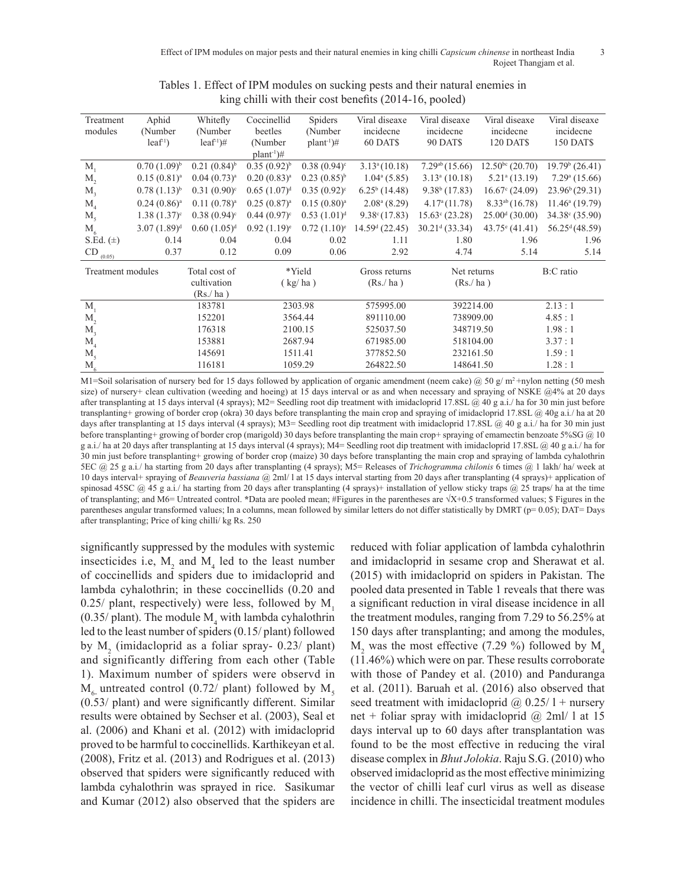Tables 1. Effect of IPM modules on sucking pests and their natural enemies in king chilli with their cost benefits (2014-16, pooled)

| Treatment modules | Aphid (Number leaf$^{-1}$) | Whitefly (Number leaf$^{-1}$)# | Coccinellid beetles (Number plant$^{-1}$)# | Spiders (Number plant$^{-1}$)# | Viral diseaxe incidecne 60 DAT$ | Viral diseaxe incidecne 90 DAT$ | Viral diseaxe incidecne 120 DAT$ | Viral diseaxe incidecne 150 DAT$ |
|---|---|---|---|---|---|---|---|---|
| $M_1$ | 0.70 (1.09)$^b$ | 0.21 (0.84)$^b$ | 0.35 (0.92)$^b$ | 0.38 (0.94)$^c$ | 3.13$^a$ (10.18) | 7.29$^{ab}$ (15.66) | 12.50$^{bc}$ (20.70) | 19.79$^b$ (26.41) |
| $M_2$ | 0.15 (0.81)$^a$ | 0.04 (0.73)$^a$ | 0.20 (0.83)$^a$ | 0.23 (0.85)$^b$ | 1.04$^a$ (5.85) | 3.13$^a$ (10.18) | 5.21$^a$ (13.19) | 7.29$^a$ (15.66) |
| $M_3$ | 0.78 (1.13)$^b$ | 0.31 (0.90)$^c$ | 0.65 (1.07)$^d$ | 0.35 (0.92)$^c$ | 6.25$^b$ (14.48) | 9.38$^b$ (17.83) | 16.67$^c$ (24.09) | 23.96$^b$ (29.31) |
| $M_4$ | 0.24 (0.86)$^a$ | 0.11 (0.78)$^a$ | 0.25 (0.87)$^a$ | 0.15 (0.80)$^a$ | 2.08$^a$ (8.29) | 4.17$^a$ (11.78) | 8.33$^{ab}$ (16.78) | 11.46$^a$ (19.79) |
| $M_5$ | 1.38 (1.37)$^c$ | 0.38 (0.94)$^c$ | 0.44 (0.97)$^c$ | 0.53 (1.01)$^d$ | 9.38$^c$ (17.83) | 15.63$^c$ (23.28) | 25.00$^d$ (30.00) | 34.38$^c$ (35.90) |
| $M_6$ | 3.07 (1.89)$^d$ | 0.60 (1.05)$^d$ | 0.92 (1.19)$^e$ | 0.72 (1.10)$^e$ | 14.59$^d$ (22.45) | 30.21$^d$ (33.34) | 43.75$^e$ (41.41) | 56.25$^d$ (48.59) |
| S.Ed. (±) | 0.14 | 0.04 | 0.04 | 0.02 | 1.11 | 1.80 | 1.96 | 1.96 |
| CD $_{(0.05)}$ | 0.37 | 0.12 | 0.09 | 0.06 | 2.92 | 4.74 | 5.14 | 5.14 |

| Treatment modules | Total cost of cultivation (Rs./ ha ) | *Yield ( kg/ ha ) | Gross returns (Rs./ ha ) | Net returns (Rs./ ha ) | B:C ratio |
|---|---|---|---|---|---|
| $M_1$ | 183781 | 2303.98 | 575995.00 | 392214.00 | 2.13 : 1 |
| $M_2$ | 152201 | 3564.44 | 891110.00 | 738909.00 | 4.85 : 1 |
| $M_3$ | 176318 | 2100.15 | 525037.50 | 348719.50 | 1.98 : 1 |
| $M_4$ | 153881 | 2687.94 | 671985.00 | 518104.00 | 3.37 : 1 |
| $M_5$ | 145691 | 1511.41 | 377852.50 | 232161.50 | 1.59 : 1 |
| $M_6$ | 116181 | 1059.29 | 264822.50 | 148641.50 | 1.28 : 1 |

M1=Soil solarisation of nursery bed for 15 days followed by application of organic amendment (neem cake) @ 50 g/ m$^2$+nylon netting (50 mesh size) of nursery+ clean cultivation (weeding and hoeing) at 15 days interval or as and when necessary and spraying of NSKE @4% at 20 days after transplanting at 15 days interval (4 sprays); M2= Seedling root dip treatment with imidacloprid 17.8SL @ 40 g a.i./ ha for 30 min just before transplanting+ growing of border crop (okra) 30 days before transplanting the main crop and spraying of imidacloprid 17.8SL @ 40g a.i./ ha at 20 days after transplanting at 15 days interval (4 sprays); M3= Seedling root dip treatment with imidacloprid 17.8SL @ 40 g a.i./ ha for 30 min just before transplanting+ growing of border crop (marigold) 30 days before transplanting the main crop+ spraying of emamectin benzoate 5%SG @ 10 g a.i./ ha at 20 days after transplanting at 15 days interval (4 sprays); M4= Seedling root dip treatment with imidacloprid 17.8SL @ 40 g a.i./ ha for 30 min just before transplanting+ growing of border crop (maize) 30 days before transplanting the main crop and spraying of lambda cyhalothrin 5EC @ 25 g a.i./ ha starting from 20 days after transplanting (4 sprays); M5= Releases of *Trichogramma chilonis* 6 times @ 1 lakh/ ha/ week at 10 days interval+ spraying of *Beauveria bassiana* @ 2ml/ l at 15 days interval starting from 20 days after transplanting (4 sprays)+ application of spinosad 45SC @ 45 g a.i./ ha starting from 20 days after transplanting (4 sprays)+ installation of yellow sticky traps @ 25 traps/ ha at the time of transplanting; and M6= Untreated control. *Data are pooled mean; #Figures in the parentheses are √X+0.5 transformed values; $ Figures in the parentheses angular transformed values; In a columns, mean followed by similar letters do not differ statistically by DMRT (p= 0.05); DAT= Days after transplanting; Price of king chilli/ kg Rs. 250

significantly suppressed by the modules with systemic insecticides i.e, $M_2$ and $M_4$ led to the least number of coccinellids and spiders due to imidacloprid and lambda cyhalothrin; in these coccinellids (0.20 and 0.25/ plant, respectively) were less, followed by $M_1$ (0.35/ plant). The module $M_4$ with lambda cyhalothrin led to the least number of spiders (0.15/ plant) followed by $M_2$ (imidacloprid as a foliar spray- 0.23/ plant) and significantly differing from each other (Table 1). Maximum number of spiders were observd in $M_6$ untreated control (0.72/ plant) followed by $M_5$ (0.53/ plant) and were significantly different. Similar results were obtained by Sechser et al. (2003), Seal et al. (2006) and Khani et al. (2012) with imidacloprid proved to be harmful to coccinellids. Karthikeyan et al. (2008), Fritz et al. (2013) and Rodrigues et al. (2013) observed that spiders were significantly reduced with lambda cyhalothrin was sprayed in rice. Sasikumar and Kumar (2012) also observed that the spiders are reduced with foliar application of lambda cyhalothrin and imidacloprid in sesame crop and Sherawat et al. (2015) with imidacloprid on spiders in Pakistan. The pooled data presented in Table 1 reveals that there was a significant reduction in viral disease incidence in all the treatment modules, ranging from 7.29 to 56.25% at 150 days after transplanting; and among the modules, $M_2$ was the most effective (7.29 %) followed by $M_4$ (11.46%) which were on par. These results corroborate with those of Pandey et al. (2010) and Panduranga et al. (2011). Baruah et al. (2016) also observed that seed treatment with imidacloprid @ 0.25/ l + nursery net + foliar spray with imidacloprid @ 2ml/ l at 15 days interval up to 60 days after transplantation was found to be the most effective in reducing the viral disease complex in *Bhut Jolokia*. Raju S.G. (2010) who observed imidacloprid as the most effective minimizing the vector of chilli leaf curl virus as well as disease incidence in chilli. The insecticidal treatment modules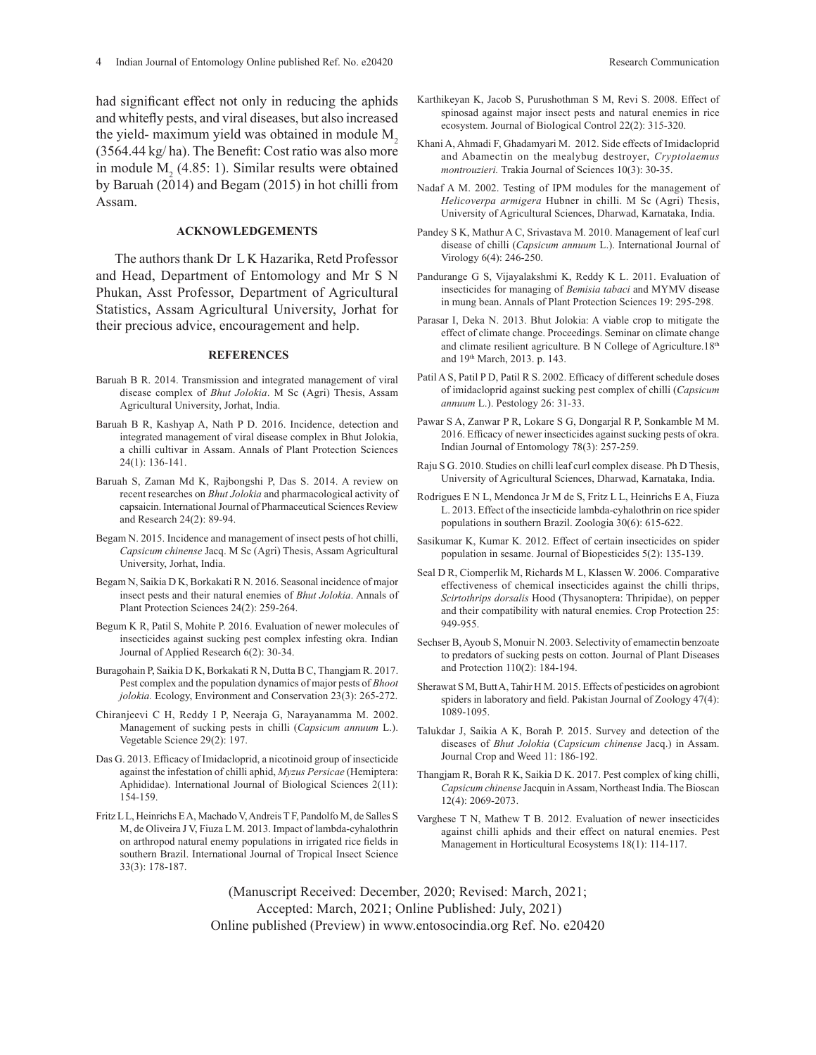had significant effect not only in reducing the aphids and whitefly pests, and viral diseases, but also increased the yield- maximum yield was obtained in module $M_2$ (3564.44 kg/ ha). The Benefit: Cost ratio was also more in module $M_2$ (4.85: 1). Similar results were obtained by Baruah (2014) and Begam (2015) in hot chilli from Assam.

## ACKNOWLEDGEMENTS

The authors thank Dr L K Hazarika, Retd Professor and Head, Department of Entomology and Mr S N Phukan, Asst Professor, Department of Agricultural Statistics, Assam Agricultural University, Jorhat for their precious advice, encouragement and help.

## REFERENCES

Baruah B R. 2014. Transmission and integrated management of viral disease complex of *Bhut Jolokia*. M Sc (Agri) Thesis, Assam Agricultural University, Jorhat, India.

Baruah B R, Kashyap A, Nath P D. 2016. Incidence, detection and integrated management of viral disease complex in Bhut Jolokia, a chilli cultivar in Assam. Annals of Plant Protection Sciences 24(1): 136-141.

Baruah S, Zaman Md K, Rajbongshi P, Das S. 2014. A review on recent researches on *Bhut Jolokia* and pharmacological activity of capsaicin. International Journal of Pharmaceutical Sciences Review and Research 24(2): 89-94.

Begam N. 2015. Incidence and management of insect pests of hot chilli, *Capsicum chinense* Jacq. M Sc (Agri) Thesis, Assam Agricultural University, Jorhat, India.

Begam N, Saikia D K, Borkakati R N. 2016. Seasonal incidence of major insect pests and their natural enemies of *Bhut Jolokia*. Annals of Plant Protection Sciences 24(2): 259-264.

Begum K R, Patil S, Mohite P. 2016. Evaluation of newer molecules of insecticides against sucking pest complex infesting okra. Indian Journal of Applied Research 6(2): 30-34.

Buragohain P, Saikia D K, Borkakati R N, Dutta B C, Thangjam R. 2017. Pest complex and the population dynamics of major pests of *Bhoot jolokia.* Ecology, Environment and Conservation 23(3): 265-272.

Chiranjeevi C H, Reddy I P, Neeraja G, Narayanamma M. 2002. Management of sucking pests in chilli (*Capsicum annuum* L.). Vegetable Science 29(2): 197.

Das G. 2013. Efficacy of Imidacloprid, a nicotinoid group of insecticide against the infestation of chilli aphid, *Myzus Persicae* (Hemiptera: Aphididae). International Journal of Biological Sciences 2(11): 154-159.

Fritz L L, Heinrichs E A, Machado V, Andreis T F, Pandolfo M, de Salles S M, de Oliveira J V, Fiuza L M. 2013. Impact of lambda-cyhalothrin on arthropod natural enemy populations in irrigated rice fields in southern Brazil. International Journal of Tropical Insect Science 33(3): 178-187.

Karthikeyan K, Jacob S, Purushothman S M, Revi S. 2008. Effect of spinosad against major insect pests and natural enemies in rice ecosystem. Journal of BioIogical Control 22(2): 315-320.

Khani A, Ahmadi F, Ghadamyari M. 2012. Side effects of Imidacloprid and Abamectin on the mealybug destroyer, *Cryptolaemus montrouzieri.* Trakia Journal of Sciences 10(3): 30-35.

Nadaf A M. 2002. Testing of IPM modules for the management of *Helicoverpa armigera* Hubner in chilli. M Sc (Agri) Thesis, University of Agricultural Sciences, Dharwad, Karnataka, India.

Pandey S K, Mathur A C, Srivastava M. 2010. Management of leaf curl disease of chilli (*Capsicum annuum* L.). International Journal of Virology 6(4): 246-250.

Pandurange G S, Vijayalakshmi K, Reddy K L. 2011. Evaluation of insecticides for managing of *Bemisia tabaci* and MYMV disease in mung bean. Annals of Plant Protection Sciences 19: 295-298.

Parasar I, Deka N. 2013. Bhut Jolokia: A viable crop to mitigate the effect of climate change. Proceedings. Seminar on climate change and climate resilient agriculture. B N College of Agriculture.18th and 19th March, 2013. p. 143.

Patil A S, Patil P D, Patil R S. 2002. Efficacy of different schedule doses of imidacloprid against sucking pest complex of chilli (*Capsicum annuum* L.). Pestology 26: 31-33.

Pawar S A, Zanwar P R, Lokare S G, Dongarjal R P, Sonkamble M M. 2016. Efficacy of newer insecticides against sucking pests of okra. Indian Journal of Entomology 78(3): 257-259.

Raju S G. 2010. Studies on chilli leaf curl complex disease. Ph D Thesis, University of Agricultural Sciences, Dharwad, Karnataka, India.

Rodrigues E N L, Mendonca Jr M de S, Fritz L L, Heinrichs E A, Fiuza L. 2013. Effect of the insecticide lambda-cyhalothrin on rice spider populations in southern Brazil. Zoologia 30(6): 615-622.

Sasikumar K, Kumar K. 2012. Effect of certain insecticides on spider population in sesame. Journal of Biopesticides 5(2): 135-139.

Seal D R, Ciomperlik M, Richards M L, Klassen W. 2006. Comparative effectiveness of chemical insecticides against the chilli thrips, *Scirtothrips dorsalis* Hood (Thysanoptera: Thripidae), on pepper and their compatibility with natural enemies. Crop Protection 25: 949-955.

Sechser B, Ayoub S, Monuir N. 2003. Selectivity of emamectin benzoate to predators of sucking pests on cotton. Journal of Plant Diseases and Protection 110(2): 184-194.

Sherawat S M, Butt A, Tahir H M. 2015. Effects of pesticides on agrobiont spiders in laboratory and field. Pakistan Journal of Zoology 47(4): 1089-1095.

Talukdar J, Saikia A K, Borah P. 2015. Survey and detection of the diseases of *Bhut Jolokia* (*Capsicum chinense* Jacq.) in Assam. Journal Crop and Weed 11: 186-192.

Thangjam R, Borah R K, Saikia D K. 2017. Pest complex of king chilli, *Capsicum chinense* Jacquin in Assam, Northeast India. The Bioscan 12(4): 2069-2073.

Varghese T N, Mathew T B. 2012. Evaluation of newer insecticides against chilli aphids and their effect on natural enemies. Pest Management in Horticultural Ecosystems 18(1): 114-117.

(Manuscript Received: December, 2020; Revised: March, 2021; Accepted: March, 2021; Online Published: July, 2021)
Online published (Preview) in www.entosocindia.org Ref. No. e20420